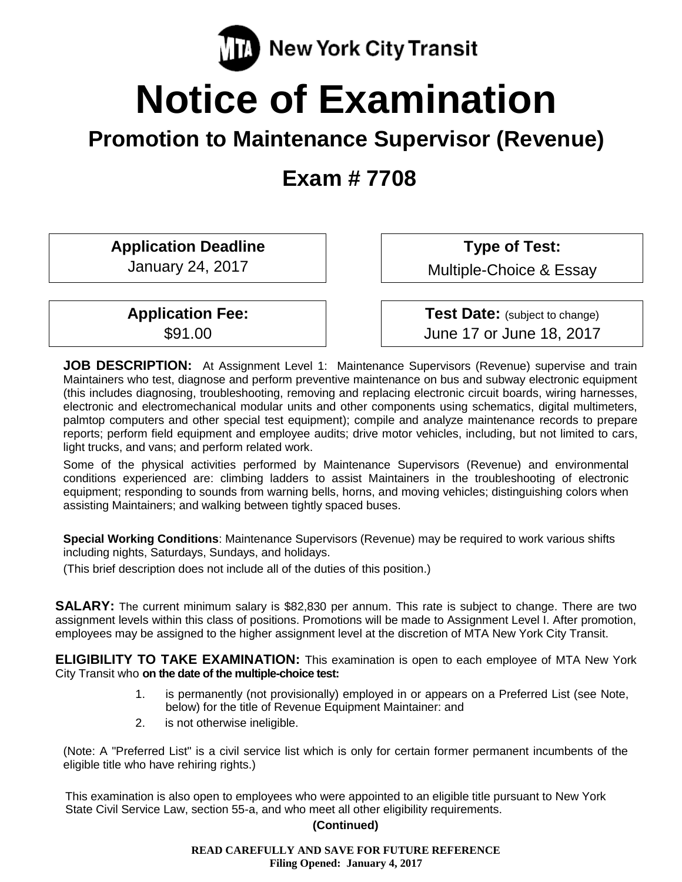MTA New York City Transit

# Notice of Examination

## Promotion to Maintenance Supervisor (Revenue)

## Exam # 7708

| Application Deadline | Type of Test: |
|---|---|
| January 24, 2017 | Multiple-Choice & Essay |

| Application Fee: | Test Date: (subject to change) |
|---|---|
| $91.00 | June 17 or June 18, 2017 |

**JOB DESCRIPTION:** At Assignment Level 1: Maintenance Supervisors (Revenue) supervise and train Maintainers who test, diagnose and perform preventive maintenance on bus and subway electronic equipment (this includes diagnosing, troubleshooting, removing and replacing electronic circuit boards, wiring harnesses, electronic and electromechanical modular units and other components using schematics, digital multimeters, palmtop computers and other special test equipment); compile and analyze maintenance records to prepare reports; perform field equipment and employee audits; drive motor vehicles, including, but not limited to cars, light trucks, and vans; and perform related work.

Some of the physical activities performed by Maintenance Supervisors (Revenue) and environmental conditions experienced are: climbing ladders to assist Maintainers in the troubleshooting of electronic equipment; responding to sounds from warning bells, horns, and moving vehicles; distinguishing colors when assisting Maintainers; and walking between tightly spaced buses.

**Special Working Conditions**: Maintenance Supervisors (Revenue) may be required to work various shifts including nights, Saturdays, Sundays, and holidays.

(This brief description does not include all of the duties of this position.)

**SALARY:** The current minimum salary is $82,830 per annum. This rate is subject to change. There are two assignment levels within this class of positions. Promotions will be made to Assignment Level I. After promotion, employees may be assigned to the higher assignment level at the discretion of MTA New York City Transit.

**ELIGIBILITY TO TAKE EXAMINATION:** This examination is open to each employee of MTA New York City Transit who **on the date of the multiple-choice test:**

1. is permanently (not provisionally) employed in or appears on a Preferred List (see Note, below) for the title of Revenue Equipment Maintainer: and
2. is not otherwise ineligible.

(Note: A "Preferred List" is a civil service list which is only for certain former permanent incumbents of the eligible title who have rehiring rights.)

This examination is also open to employees who were appointed to an eligible title pursuant to New York State Civil Service Law, section 55-a, and who meet all other eligibility requirements.

**(Continued)**

**READ CAREFULLY AND SAVE FOR FUTURE REFERENCE**
**Filing Opened: January 4, 2017**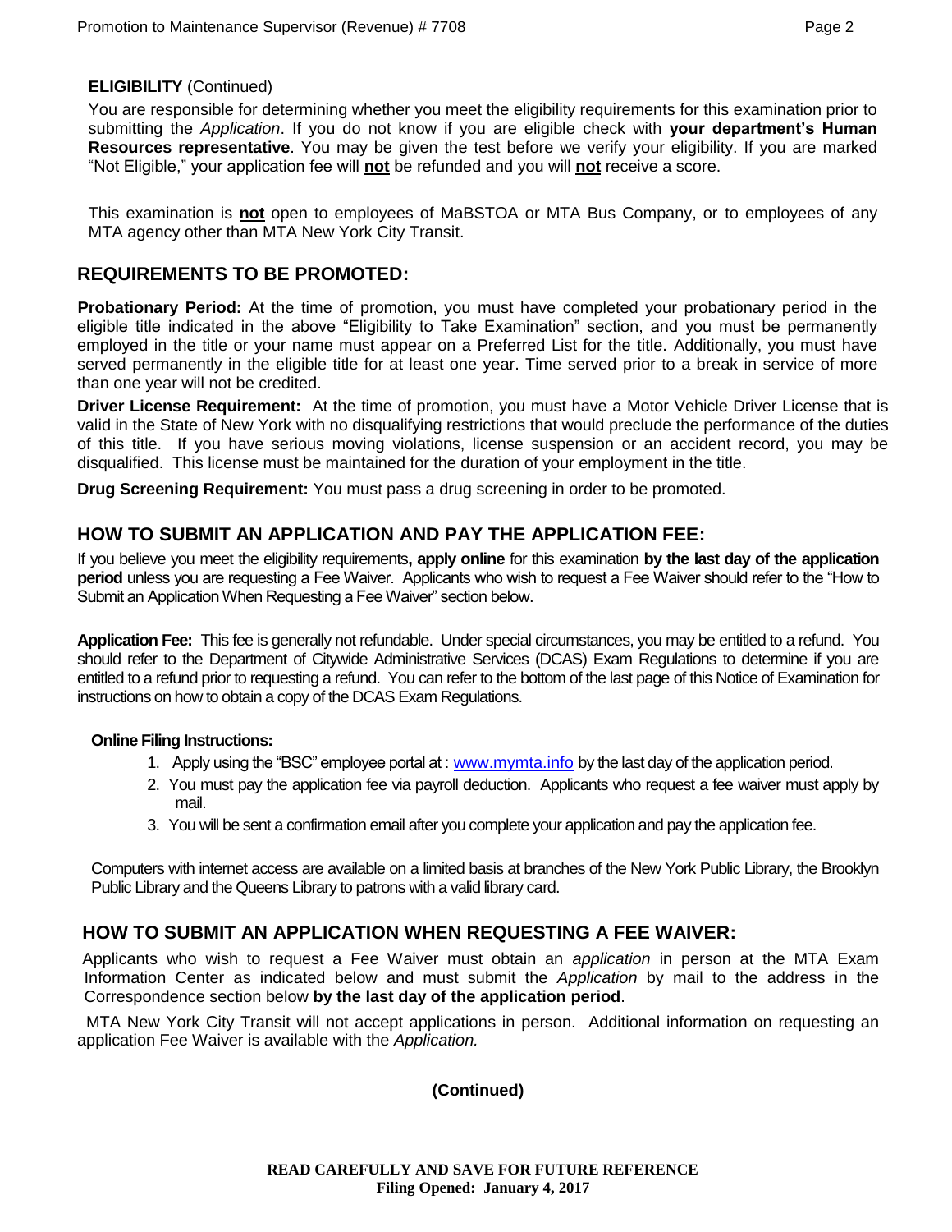**ELIGIBILITY** (Continued)

You are responsible for determining whether you meet the eligibility requirements for this examination prior to submitting the *Application*. If you do not know if you are eligible check with **your department's Human Resources representative**. You may be given the test before we verify your eligibility. If you are marked "Not Eligible," your application fee will **not** be refunded and you will **not** receive a score.

This examination is **not** open to employees of MaBSTOA or MTA Bus Company, or to employees of any MTA agency other than MTA New York City Transit.

## REQUIREMENTS TO BE PROMOTED:

**Probationary Period:** At the time of promotion, you must have completed your probationary period in the eligible title indicated in the above "Eligibility to Take Examination" section, and you must be permanently employed in the title or your name must appear on a Preferred List for the title. Additionally, you must have served permanently in the eligible title for at least one year. Time served prior to a break in service of more than one year will not be credited.

**Driver License Requirement:** At the time of promotion, you must have a Motor Vehicle Driver License that is valid in the State of New York with no disqualifying restrictions that would preclude the performance of the duties of this title. If you have serious moving violations, license suspension or an accident record, you may be disqualified. This license must be maintained for the duration of your employment in the title.

**Drug Screening Requirement:** You must pass a drug screening in order to be promoted.

## HOW TO SUBMIT AN APPLICATION AND PAY THE APPLICATION FEE:

If you believe you meet the eligibility requirements**, apply online** for this examination **by the last day of the application period** unless you are requesting a Fee Waiver. Applicants who wish to request a Fee Waiver should refer to the "How to Submit an Application When Requesting a Fee Waiver" section below.

**Application Fee:** This fee is generally not refundable. Under special circumstances, you may be entitled to a refund. You should refer to the Department of Citywide Administrative Services (DCAS) Exam Regulations to determine if you are entitled to a refund prior to requesting a refund. You can refer to the bottom of the last page of this Notice of Examination for instructions on how to obtain a copy of the DCAS Exam Regulations.

**Online Filing Instructions:**

1. Apply using the "BSC" employee portal at : www.mymta.info by the last day of the application period.
2. You must pay the application fee via payroll deduction. Applicants who request a fee waiver must apply by mail.
3. You will be sent a confirmation email after you complete your application and pay the application fee.

Computers with internet access are available on a limited basis at branches of the New York Public Library, the Brooklyn Public Library and the Queens Library to patrons with a valid library card.

## HOW TO SUBMIT AN APPLICATION WHEN REQUESTING A FEE WAIVER:

Applicants who wish to request a Fee Waiver must obtain an *application* in person at the MTA Exam Information Center as indicated below and must submit the *Application* by mail to the address in the Correspondence section below **by the last day of the application period**.

MTA New York City Transit will not accept applications in person. Additional information on requesting an application Fee Waiver is available with the *Application.*

**(Continued)**

**READ CAREFULLY AND SAVE FOR FUTURE REFERENCE**
**Filing Opened: January 4, 2017**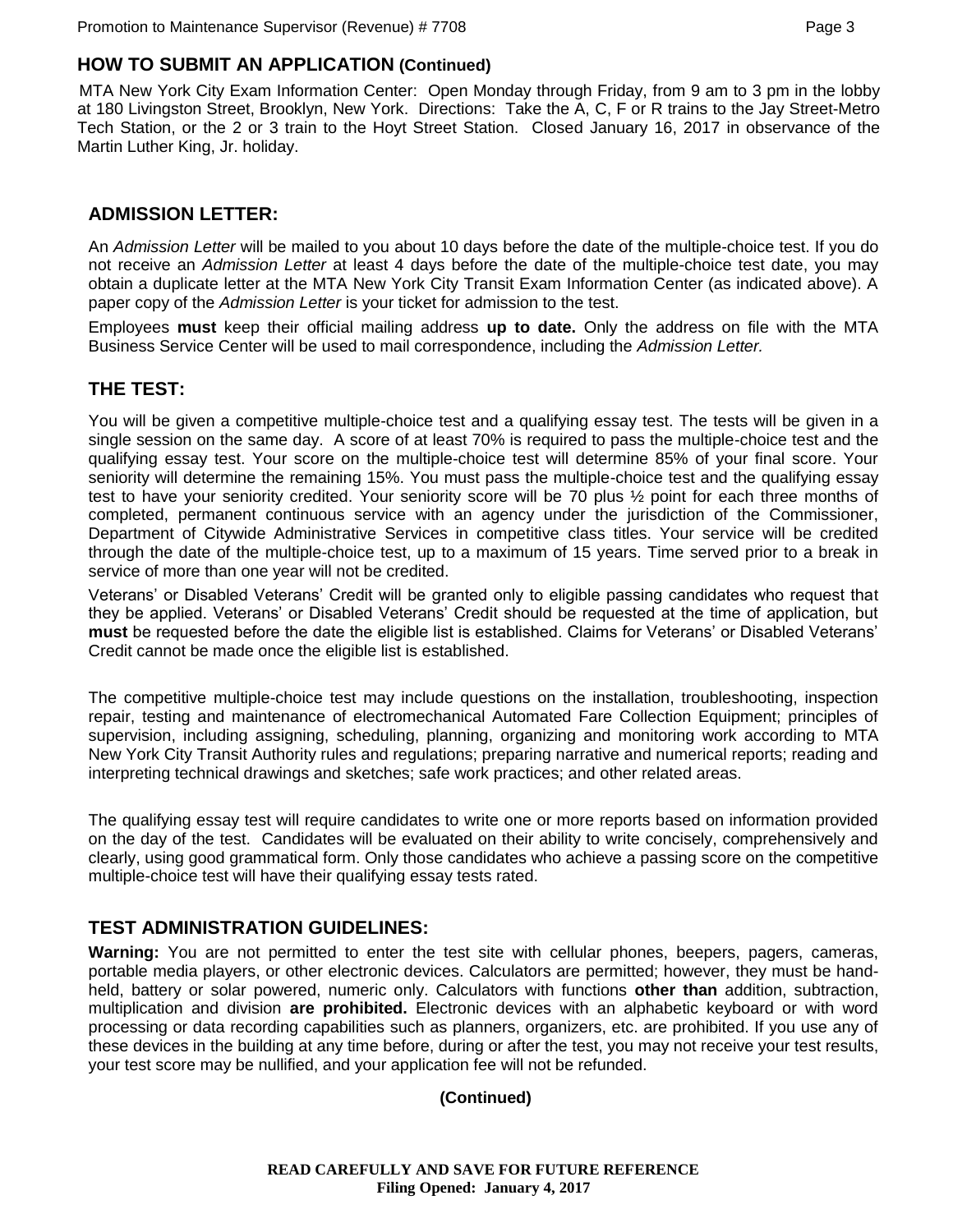## HOW TO SUBMIT AN APPLICATION (Continued)

MTA New York City Exam Information Center: Open Monday through Friday, from 9 am to 3 pm in the lobby at 180 Livingston Street, Brooklyn, New York. Directions: Take the A, C, F or R trains to the Jay Street-Metro Tech Station, or the 2 or 3 train to the Hoyt Street Station. Closed January 16, 2017 in observance of the Martin Luther King, Jr. holiday.

## ADMISSION LETTER:

An *Admission Letter* will be mailed to you about 10 days before the date of the multiple-choice test. If you do not receive an *Admission Letter* at least 4 days before the date of the multiple-choice test date, you may obtain a duplicate letter at the MTA New York City Transit Exam Information Center (as indicated above). A paper copy of the *Admission Letter* is your ticket for admission to the test.

Employees **must** keep their official mailing address **up to date.** Only the address on file with the MTA Business Service Center will be used to mail correspondence, including the *Admission Letter.*

## THE TEST:

You will be given a competitive multiple-choice test and a qualifying essay test. The tests will be given in a single session on the same day. A score of at least 70% is required to pass the multiple-choice test and the qualifying essay test. Your score on the multiple-choice test will determine 85% of your final score. Your seniority will determine the remaining 15%. You must pass the multiple-choice test and the qualifying essay test to have your seniority credited. Your seniority score will be 70 plus ½ point for each three months of completed, permanent continuous service with an agency under the jurisdiction of the Commissioner, Department of Citywide Administrative Services in competitive class titles. Your service will be credited through the date of the multiple-choice test, up to a maximum of 15 years. Time served prior to a break in service of more than one year will not be credited.

Veterans' or Disabled Veterans' Credit will be granted only to eligible passing candidates who request that they be applied. Veterans' or Disabled Veterans' Credit should be requested at the time of application, but **must** be requested before the date the eligible list is established. Claims for Veterans' or Disabled Veterans' Credit cannot be made once the eligible list is established.

The competitive multiple-choice test may include questions on the installation, troubleshooting, inspection repair, testing and maintenance of electromechanical Automated Fare Collection Equipment; principles of supervision, including assigning, scheduling, planning, organizing and monitoring work according to MTA New York City Transit Authority rules and regulations; preparing narrative and numerical reports; reading and interpreting technical drawings and sketches; safe work practices; and other related areas.

The qualifying essay test will require candidates to write one or more reports based on information provided on the day of the test. Candidates will be evaluated on their ability to write concisely, comprehensively and clearly, using good grammatical form. Only those candidates who achieve a passing score on the competitive multiple-choice test will have their qualifying essay tests rated.

## TEST ADMINISTRATION GUIDELINES:

**Warning:** You are not permitted to enter the test site with cellular phones, beepers, pagers, cameras, portable media players, or other electronic devices. Calculators are permitted; however, they must be hand-held, battery or solar powered, numeric only. Calculators with functions **other than** addition, subtraction, multiplication and division **are prohibited.** Electronic devices with an alphabetic keyboard or with word processing or data recording capabilities such as planners, organizers, etc. are prohibited. If you use any of these devices in the building at any time before, during or after the test, you may not receive your test results, your test score may be nullified, and your application fee will not be refunded.

**(Continued)**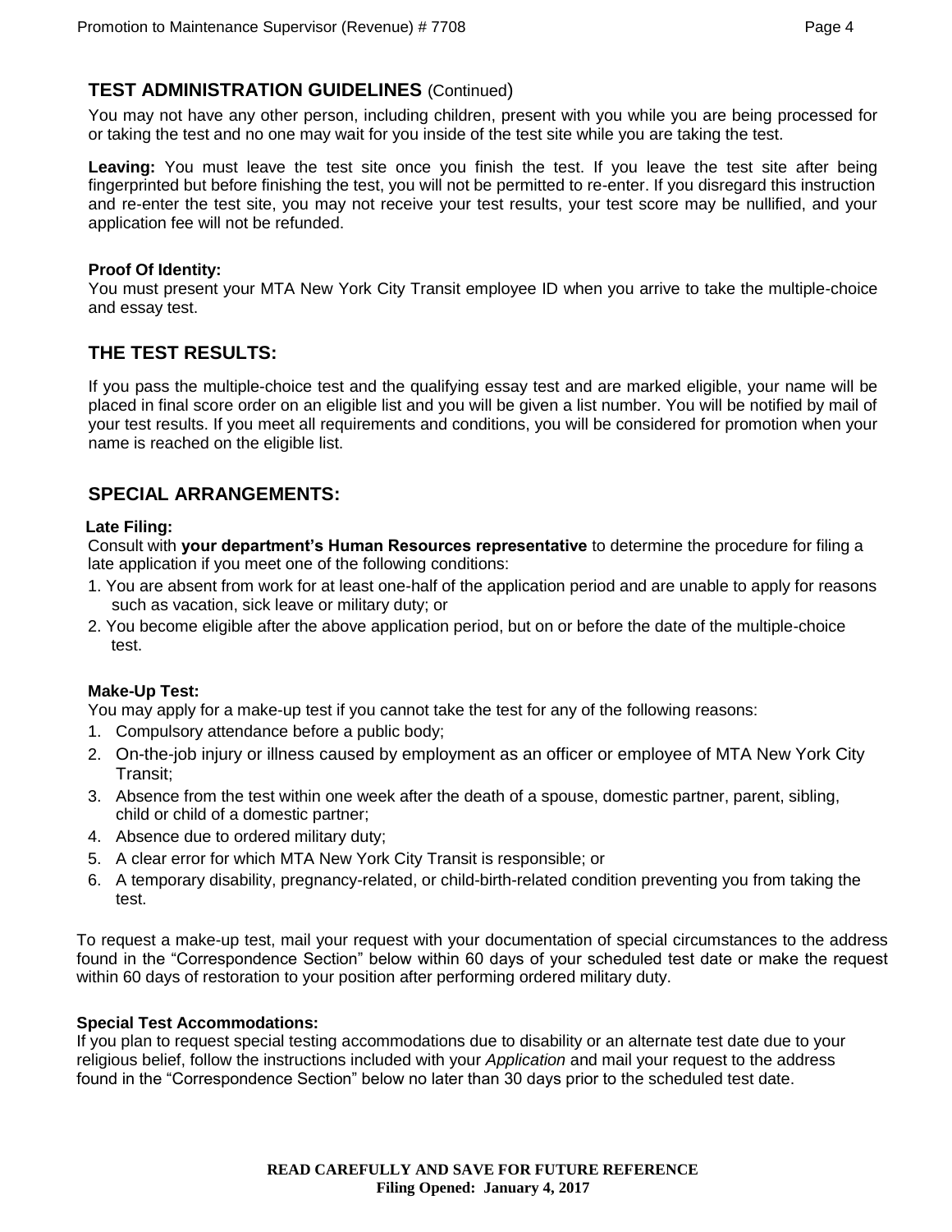## TEST ADMINISTRATION GUIDELINES (Continued)

You may not have any other person, including children, present with you while you are being processed for or taking the test and no one may wait for you inside of the test site while you are taking the test.

**Leaving:** You must leave the test site once you finish the test. If you leave the test site after being fingerprinted but before finishing the test, you will not be permitted to re-enter. If you disregard this instruction and re-enter the test site, you may not receive your test results, your test score may be nullified, and your application fee will not be refunded.

**Proof Of Identity:**
You must present your MTA New York City Transit employee ID when you arrive to take the multiple-choice and essay test.

## THE TEST RESULTS:

If you pass the multiple-choice test and the qualifying essay test and are marked eligible, your name will be placed in final score order on an eligible list and you will be given a list number. You will be notified by mail of your test results. If you meet all requirements and conditions, you will be considered for promotion when your name is reached on the eligible list.

## SPECIAL ARRANGEMENTS:

**Late Filing:**
Consult with **your department's Human Resources representative** to determine the procedure for filing a late application if you meet one of the following conditions:

1. You are absent from work for at least one-half of the application period and are unable to apply for reasons such as vacation, sick leave or military duty; or
2. You become eligible after the above application period, but on or before the date of the multiple-choice test.

**Make-Up Test:**
You may apply for a make-up test if you cannot take the test for any of the following reasons:

1. Compulsory attendance before a public body;
2. On-the-job injury or illness caused by employment as an officer or employee of MTA New York City Transit;
3. Absence from the test within one week after the death of a spouse, domestic partner, parent, sibling, child or child of a domestic partner;
4. Absence due to ordered military duty;
5. A clear error for which MTA New York City Transit is responsible; or
6. A temporary disability, pregnancy-related, or child-birth-related condition preventing you from taking the test.

To request a make-up test, mail your request with your documentation of special circumstances to the address found in the "Correspondence Section" below within 60 days of your scheduled test date or make the request within 60 days of restoration to your position after performing ordered military duty.

**Special Test Accommodations:**
If you plan to request special testing accommodations due to disability or an alternate test date due to your religious belief, follow the instructions included with your *Application* and mail your request to the address found in the "Correspondence Section" below no later than 30 days prior to the scheduled test date.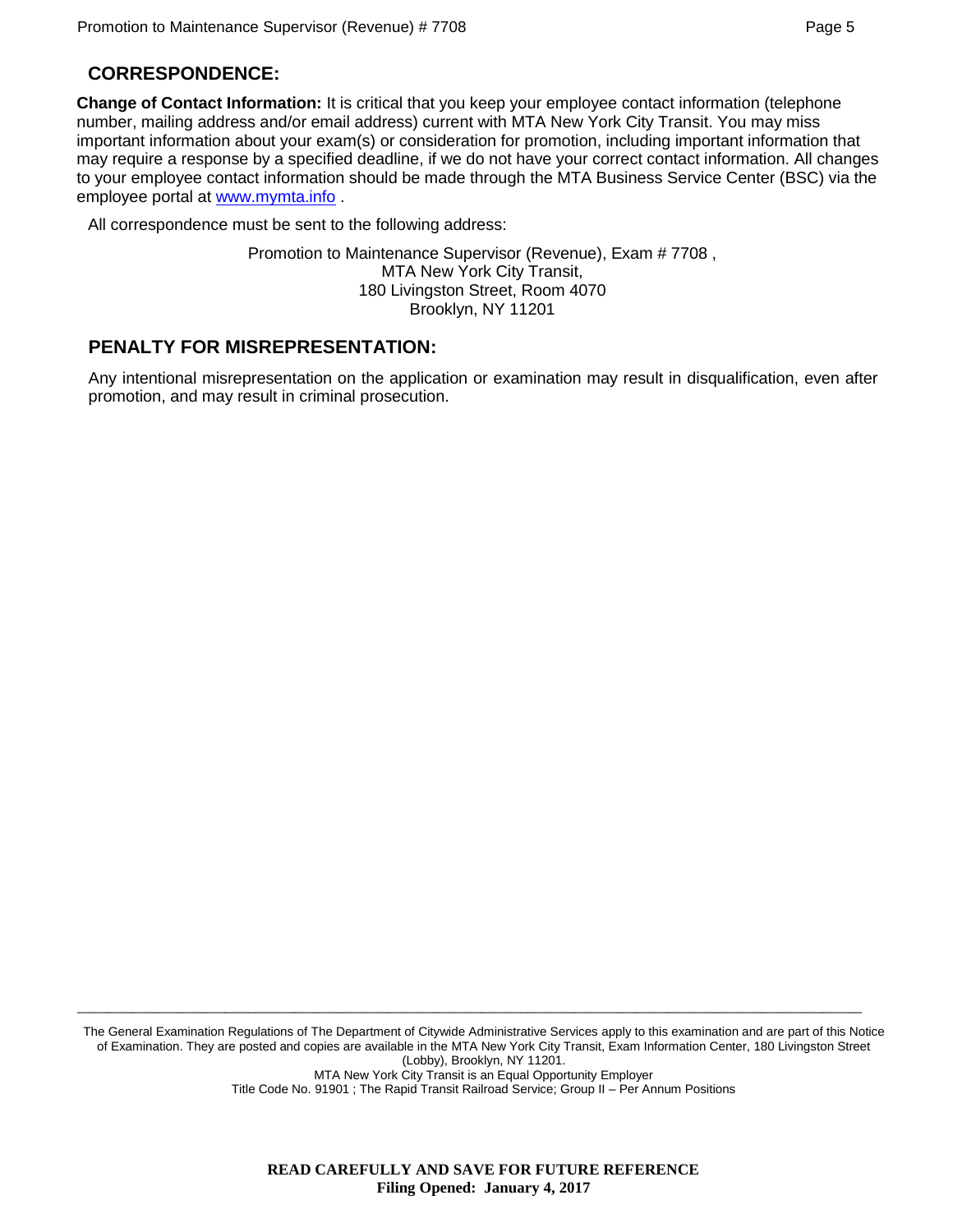## CORRESPONDENCE:

**Change of Contact Information:** It is critical that you keep your employee contact information (telephone number, mailing address and/or email address) current with MTA New York City Transit. You may miss important information about your exam(s) or consideration for promotion, including important information that may require a response by a specified deadline, if we do not have your correct contact information. All changes to your employee contact information should be made through the MTA Business Service Center (BSC) via the employee portal at www.mymta.info .

All correspondence must be sent to the following address:

Promotion to Maintenance Supervisor (Revenue), Exam # 7708 ,
MTA New York City Transit,
180 Livingston Street, Room 4070
Brooklyn, NY 11201

## PENALTY FOR MISREPRESENTATION:

Any intentional misrepresentation on the application or examination may result in disqualification, even after promotion, and may result in criminal prosecution.

---

The General Examination Regulations of The Department of Citywide Administrative Services apply to this examination and are part of this Notice of Examination. They are posted and copies are available in the MTA New York City Transit, Exam Information Center, 180 Livingston Street (Lobby), Brooklyn, NY 11201.
MTA New York City Transit is an Equal Opportunity Employer
Title Code No. 91901 ; The Rapid Transit Railroad Service; Group II – Per Annum Positions

**READ CAREFULLY AND SAVE FOR FUTURE REFERENCE**
**Filing Opened: January 4, 2017**